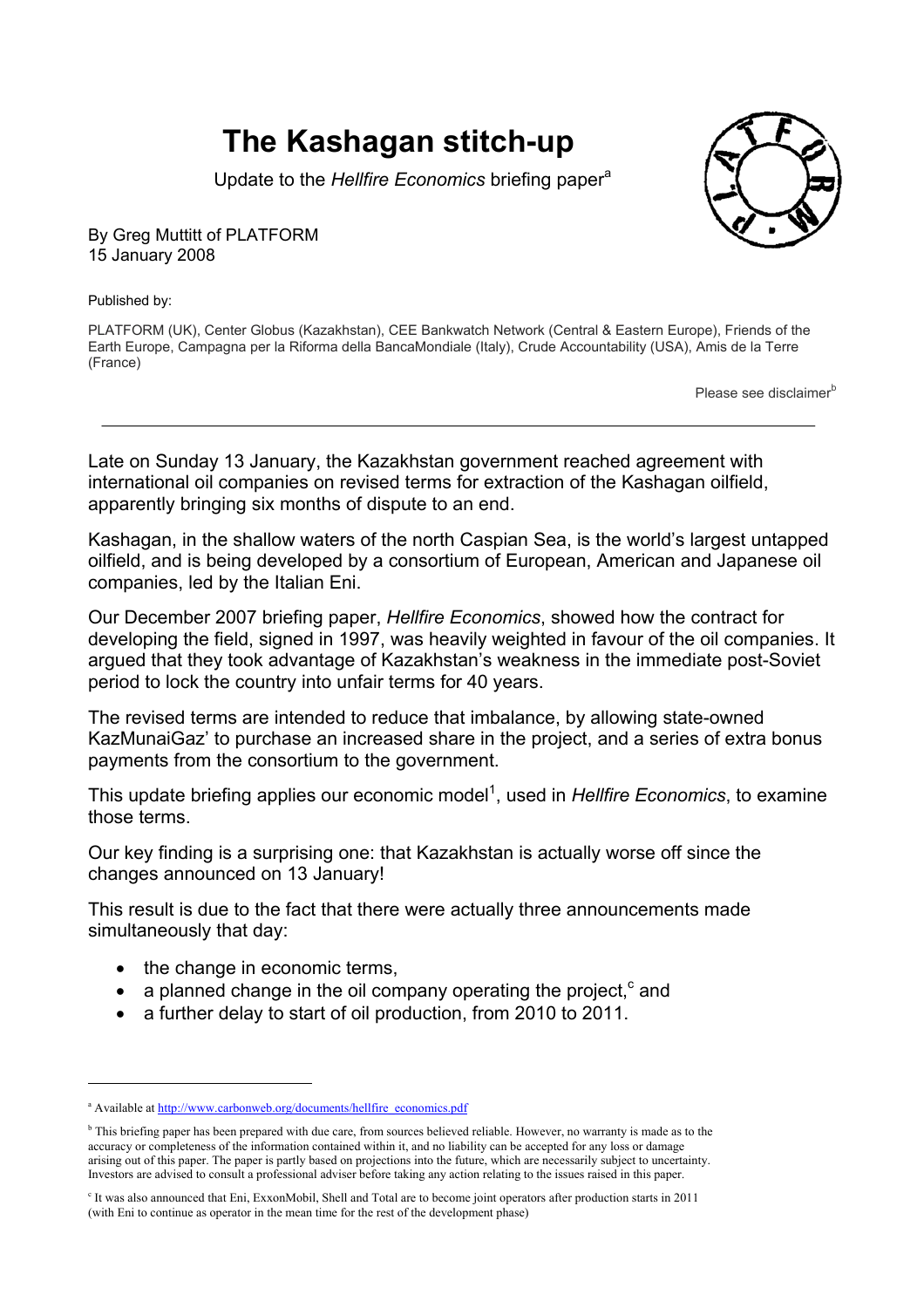# The Kashagan stitch-up

Update to the *Hellfire Economics* briefing paper[a]

By Greg Muttitt of PLATFORM
15 January 2008

Published by:

PLATFORM (UK), Center Globus (Kazakhstan), CEE Bankwatch Network (Central & Eastern Europe), Friends of the Earth Europe, Campagna per la Riforma della BancaMondiale (Italy), Crude Accountability (USA), Amis de la Terre (France)

Please see disclaimer[b]

---

Late on Sunday 13 January, the Kazakhstan government reached agreement with international oil companies on revised terms for extraction of the Kashagan oilfield, apparently bringing six months of dispute to an end.

Kashagan, in the shallow waters of the north Caspian Sea, is the world's largest untapped oilfield, and is being developed by a consortium of European, American and Japanese oil companies, led by the Italian Eni.

Our December 2007 briefing paper, *Hellfire Economics*, showed how the contract for developing the field, signed in 1997, was heavily weighted in favour of the oil companies. It argued that they took advantage of Kazakhstan's weakness in the immediate post-Soviet period to lock the country into unfair terms for 40 years.

The revised terms are intended to reduce that imbalance, by allowing state-owned KazMunaiGaz' to purchase an increased share in the project, and a series of extra bonus payments from the consortium to the government.

This update briefing applies our economic model[1], used in *Hellfire Economics*, to examine those terms.

Our key finding is a surprising one: that Kazakhstan is actually worse off since the changes announced on 13 January!

This result is due to the fact that there were actually three announcements made simultaneously that day:

- the change in economic terms,
- a planned change in the oil company operating the project,[c] and
- a further delay to start of oil production, from 2010 to 2011.

---

[a] Available at http://www.carbonweb.org/documents/hellfire_economics.pdf

[b] This briefing paper has been prepared with due care, from sources believed reliable. However, no warranty is made as to the accuracy or completeness of the information contained within it, and no liability can be accepted for any loss or damage arising out of this paper. The paper is partly based on projections into the future, which are necessarily subject to uncertainty. Investors are advised to consult a professional adviser before taking any action relating to the issues raised in this paper.

[c] It was also announced that Eni, ExxonMobil, Shell and Total are to become joint operators after production starts in 2011 (with Eni to continue as operator in the mean time for the rest of the development phase)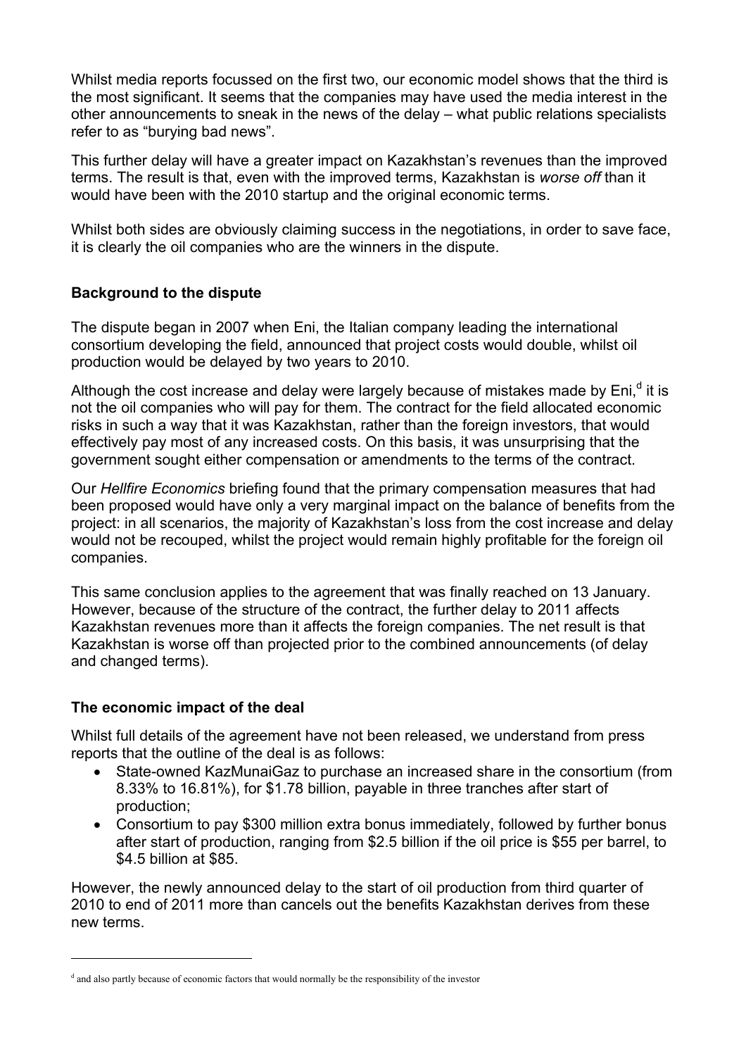Whilst media reports focussed on the first two, our economic model shows that the third is the most significant. It seems that the companies may have used the media interest in the other announcements to sneak in the news of the delay – what public relations specialists refer to as "burying bad news".

This further delay will have a greater impact on Kazakhstan's revenues than the improved terms. The result is that, even with the improved terms, Kazakhstan is *worse off* than it would have been with the 2010 startup and the original economic terms.

Whilst both sides are obviously claiming success in the negotiations, in order to save face, it is clearly the oil companies who are the winners in the dispute.

## Background to the dispute

The dispute began in 2007 when Eni, the Italian company leading the international consortium developing the field, announced that project costs would double, whilst oil production would be delayed by two years to 2010.

Although the cost increase and delay were largely because of mistakes made by Eni,[d] it is not the oil companies who will pay for them. The contract for the field allocated economic risks in such a way that it was Kazakhstan, rather than the foreign investors, that would effectively pay most of any increased costs. On this basis, it was unsurprising that the government sought either compensation or amendments to the terms of the contract.

Our *Hellfire Economics* briefing found that the primary compensation measures that had been proposed would have only a very marginal impact on the balance of benefits from the project: in all scenarios, the majority of Kazakhstan's loss from the cost increase and delay would not be recouped, whilst the project would remain highly profitable for the foreign oil companies.

This same conclusion applies to the agreement that was finally reached on 13 January. However, because of the structure of the contract, the further delay to 2011 affects Kazakhstan revenues more than it affects the foreign companies. The net result is that Kazakhstan is worse off than projected prior to the combined announcements (of delay and changed terms).

## The economic impact of the deal

Whilst full details of the agreement have not been released, we understand from press reports that the outline of the deal is as follows:

- State-owned KazMunaiGaz to purchase an increased share in the consortium (from 8.33% to 16.81%), for $1.78 billion, payable in three tranches after start of production;
- Consortium to pay $300 million extra bonus immediately, followed by further bonus after start of production, ranging from $2.5 billion if the oil price is $55 per barrel, to $4.5 billion at $85.

However, the newly announced delay to the start of oil production from third quarter of 2010 to end of 2011 more than cancels out the benefits Kazakhstan derives from these new terms.

---

[d] and also partly because of economic factors that would normally be the responsibility of the investor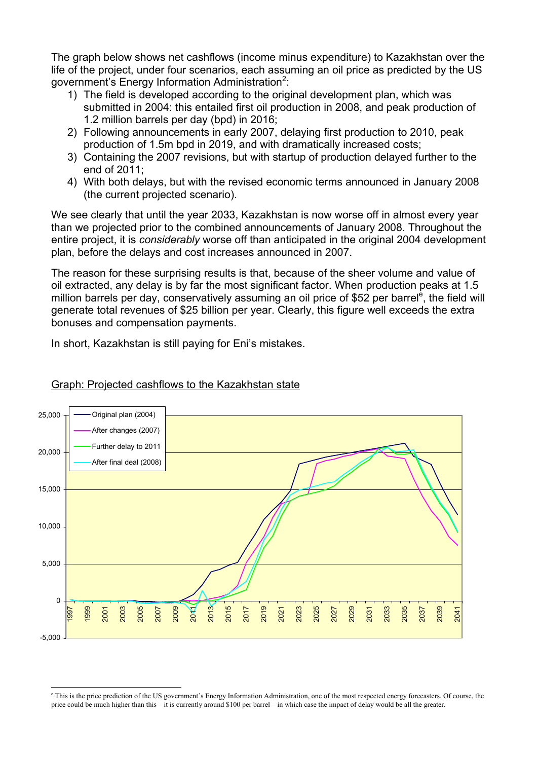The graph below shows net cashflows (income minus expenditure) to Kazakhstan over the life of the project, under four scenarios, each assuming an oil price as predicted by the US government's Energy Information Administration[2]:

1) The field is developed according to the original development plan, which was submitted in 2004: this entailed first oil production in 2008, and peak production of 1.2 million barrels per day (bpd) in 2016;
2) Following announcements in early 2007, delaying first production to 2010, peak production of 1.5m bpd in 2019, and with dramatically increased costs;
3) Containing the 2007 revisions, but with startup of production delayed further to the end of 2011;
4) With both delays, but with the revised economic terms announced in January 2008 (the current projected scenario).

We see clearly that until the year 2033, Kazakhstan is now worse off in almost every year than we projected prior to the combined announcements of January 2008. Throughout the entire project, it is *considerably* worse off than anticipated in the original 2004 development plan, before the delays and cost increases announced in 2007.

The reason for these surprising results is that, because of the sheer volume and value of oil extracted, any delay is by far the most significant factor. When production peaks at 1.5 million barrels per day, conservatively assuming an oil price of $52 per barrel[e], the field will generate total revenues of $25 billion per year. Clearly, this figure well exceeds the extra bonuses and compensation payments.

In short, Kazakhstan is still paying for Eni's mistakes.

Graph: Projected cashflows to the Kazakhstan state

Original plan (2004)
After changes (2007)
Further delay to 2011
After final deal (2008)

25,000
20,000
15,000
10,000
5,000
0
-5,000

1997 1999 2001 2003 2005 2007 2009 2011 2013 2015 2017 2019 2021 2023 2025 2027 2029 2031 2033 2035 2037 2039 2041

---

[e] This is the price prediction of the US government's Energy Information Administration, one of the most respected energy forecasters. Of course, the price could be much higher than this – it is currently around $100 per barrel – in which case the impact of delay would be all the greater.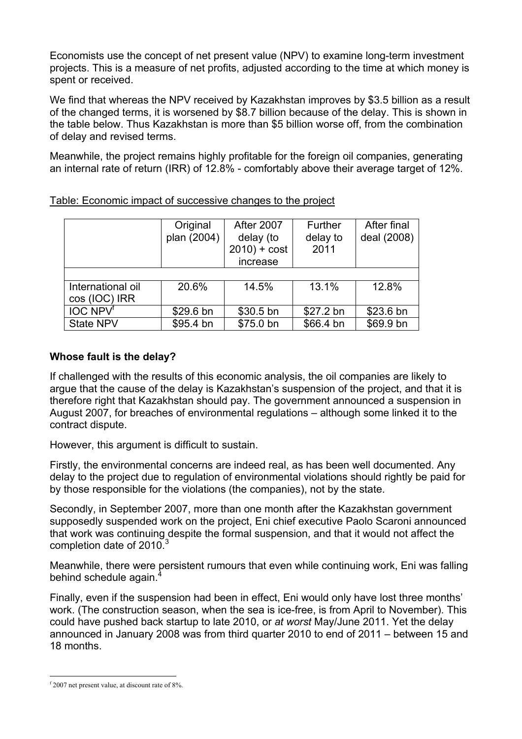Economists use the concept of net present value (NPV) to examine long-term investment projects. This is a measure of net profits, adjusted according to the time at which money is spent or received.

We find that whereas the NPV received by Kazakhstan improves by $3.5 billion as a result of the changed terms, it is worsened by $8.7 billion because of the delay. This is shown in the table below. Thus Kazakhstan is more than $5 billion worse off, from the combination of delay and revised terms.

Meanwhile, the project remains highly profitable for the foreign oil companies, generating an internal rate of return (IRR) of 12.8% - comfortably above their average target of 12%.

Table: Economic impact of successive changes to the project

| | Original plan (2004) | After 2007 delay (to 2010) + cost increase | Further delay to 2011 | After final deal (2008) |
|---|---|---|---|---|
| International oil cos (IOC) IRR | 20.6% | 14.5% | 13.1% | 12.8% |
| IOC NPV[f] | $29.6 bn | $30.5 bn | $27.2 bn | $23.6 bn |
| State NPV | $95.4 bn | $75.0 bn | $66.4 bn | $69.9 bn |

**Whose fault is the delay?**

If challenged with the results of this economic analysis, the oil companies are likely to argue that the cause of the delay is Kazakhstan's suspension of the project, and that it is therefore right that Kazakhstan should pay. The government announced a suspension in August 2007, for breaches of environmental regulations – although some linked it to the contract dispute.

However, this argument is difficult to sustain.

Firstly, the environmental concerns are indeed real, as has been well documented. Any delay to the project due to regulation of environmental violations should rightly be paid for by those responsible for the violations (the companies), not by the state.

Secondly, in September 2007, more than one month after the Kazakhstan government supposedly suspended work on the project, Eni chief executive Paolo Scaroni announced that work was continuing despite the formal suspension, and that it would not affect the completion date of 2010.[3]

Meanwhile, there were persistent rumours that even while continuing work, Eni was falling behind schedule again.[4]

Finally, even if the suspension had been in effect, Eni would only have lost three months' work. (The construction season, when the sea is ice-free, is from April to November). This could have pushed back startup to late 2010, or *at worst* May/June 2011. Yet the delay announced in January 2008 was from third quarter 2010 to end of 2011 – between 15 and 18 months.

[f] 2007 net present value, at discount rate of 8%.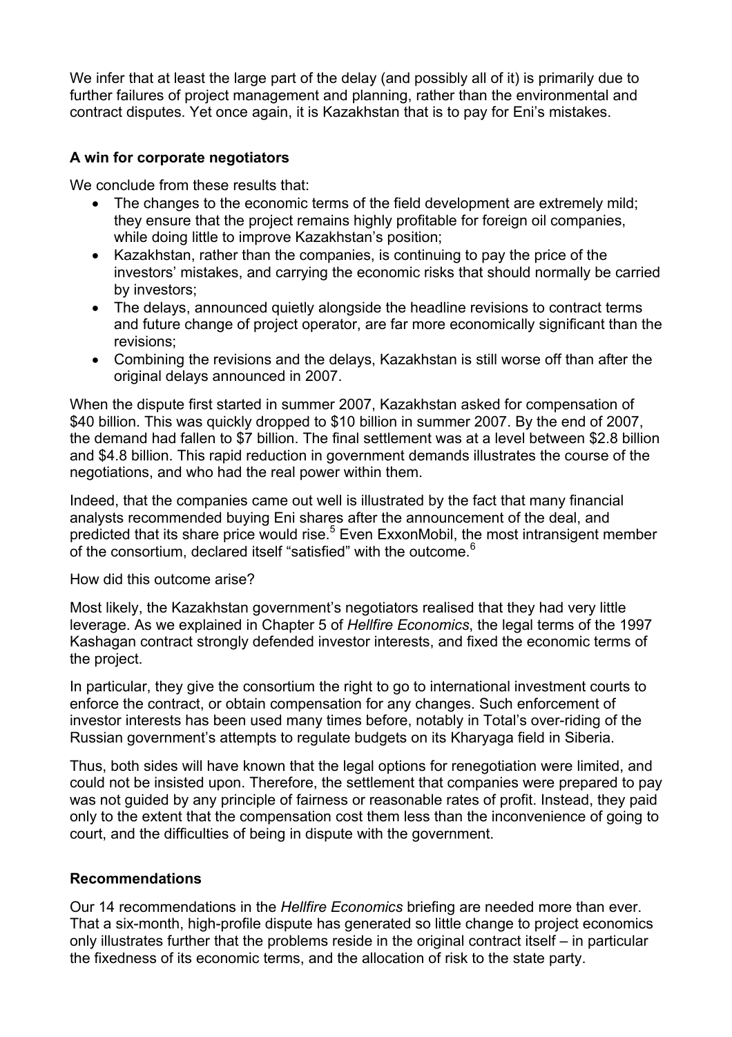We infer that at least the large part of the delay (and possibly all of it) is primarily due to further failures of project management and planning, rather than the environmental and contract disputes. Yet once again, it is Kazakhstan that is to pay for Eni's mistakes.

**A win for corporate negotiators**

We conclude from these results that:

- The changes to the economic terms of the field development are extremely mild; they ensure that the project remains highly profitable for foreign oil companies, while doing little to improve Kazakhstan's position;
- Kazakhstan, rather than the companies, is continuing to pay the price of the investors' mistakes, and carrying the economic risks that should normally be carried by investors;
- The delays, announced quietly alongside the headline revisions to contract terms and future change of project operator, are far more economically significant than the revisions;
- Combining the revisions and the delays, Kazakhstan is still worse off than after the original delays announced in 2007.

When the dispute first started in summer 2007, Kazakhstan asked for compensation of \$40 billion. This was quickly dropped to \$10 billion in summer 2007. By the end of 2007, the demand had fallen to \$7 billion. The final settlement was at a level between \$2.8 billion and \$4.8 billion. This rapid reduction in government demands illustrates the course of the negotiations, and who had the real power within them.

Indeed, that the companies came out well is illustrated by the fact that many financial analysts recommended buying Eni shares after the announcement of the deal, and predicted that its share price would rise.[5] Even ExxonMobil, the most intransigent member of the consortium, declared itself "satisfied" with the outcome.[6]

How did this outcome arise?

Most likely, the Kazakhstan government's negotiators realised that they had very little leverage. As we explained in Chapter 5 of *Hellfire Economics*, the legal terms of the 1997 Kashagan contract strongly defended investor interests, and fixed the economic terms of the project.

In particular, they give the consortium the right to go to international investment courts to enforce the contract, or obtain compensation for any changes. Such enforcement of investor interests has been used many times before, notably in Total's over-riding of the Russian government's attempts to regulate budgets on its Kharyaga field in Siberia.

Thus, both sides will have known that the legal options for renegotiation were limited, and could not be insisted upon. Therefore, the settlement that companies were prepared to pay was not guided by any principle of fairness or reasonable rates of profit. Instead, they paid only to the extent that the compensation cost them less than the inconvenience of going to court, and the difficulties of being in dispute with the government.

**Recommendations**

Our 14 recommendations in the *Hellfire Economics* briefing are needed more than ever. That a six-month, high-profile dispute has generated so little change to project economics only illustrates further that the problems reside in the original contract itself – in particular the fixedness of its economic terms, and the allocation of risk to the state party.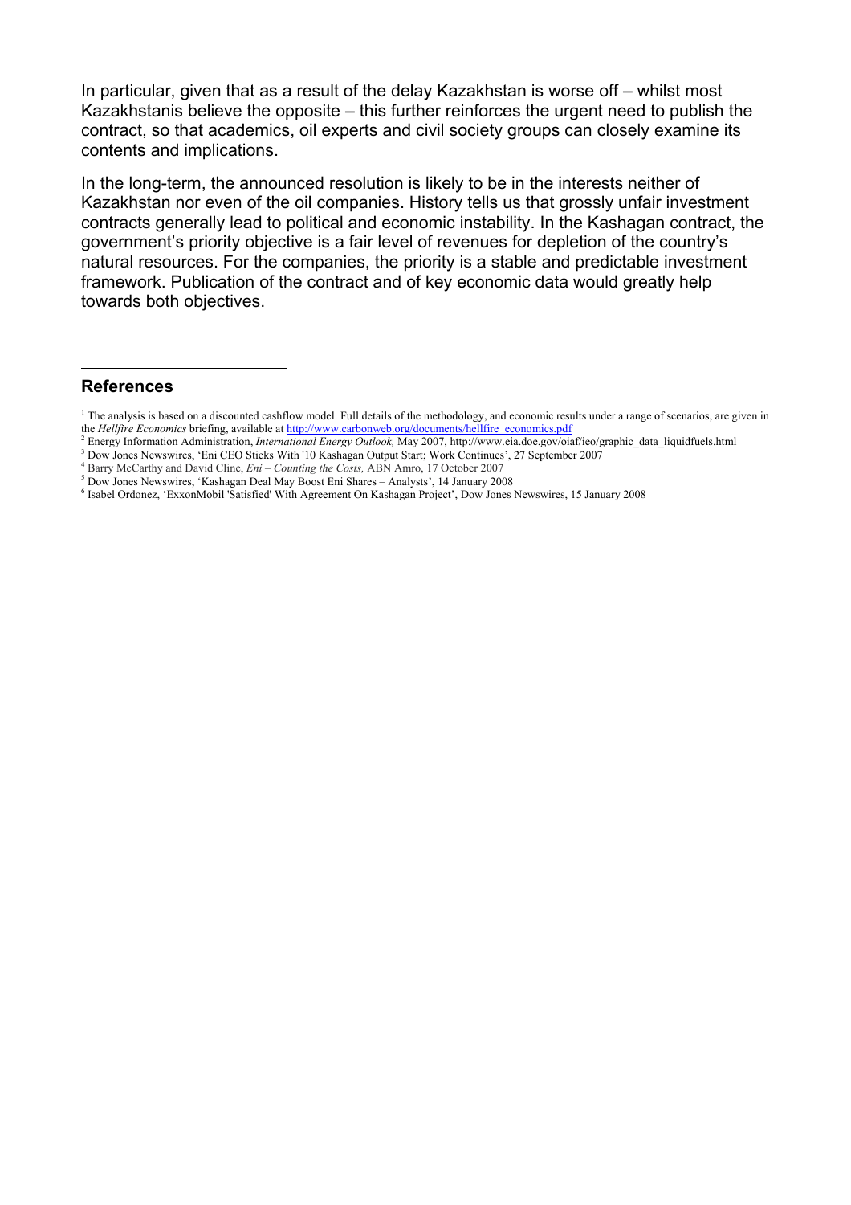In particular, given that as a result of the delay Kazakhstan is worse off – whilst most Kazakhstanis believe the opposite – this further reinforces the urgent need to publish the contract, so that academics, oil experts and civil society groups can closely examine its contents and implications.

In the long-term, the announced resolution is likely to be in the interests neither of Kazakhstan nor even of the oil companies. History tells us that grossly unfair investment contracts generally lead to political and economic instability. In the Kashagan contract, the government's priority objective is a fair level of revenues for depletion of the country's natural resources. For the companies, the priority is a stable and predictable investment framework. Publication of the contract and of key economic data would greatly help towards both objectives.

## References

[1] The analysis is based on a discounted cashflow model. Full details of the methodology, and economic results under a range of scenarios, are given in the *Hellfire Economics* briefing, available at http://www.carbonweb.org/documents/hellfire_economics.pdf

[2] Energy Information Administration, *International Energy Outlook,* May 2007, http://www.eia.doe.gov/oiaf/ieo/graphic_data_liquidfuels.html

[3] Dow Jones Newswires, 'Eni CEO Sticks With '10 Kashagan Output Start; Work Continues', 27 September 2007

[4] Barry McCarthy and David Cline, *Eni – Counting the Costs,* ABN Amro, 17 October 2007

[5] Dow Jones Newswires, 'Kashagan Deal May Boost Eni Shares – Analysts', 14 January 2008

[6] Isabel Ordonez, 'ExxonMobil 'Satisfied' With Agreement On Kashagan Project', Dow Jones Newswires, 15 January 2008